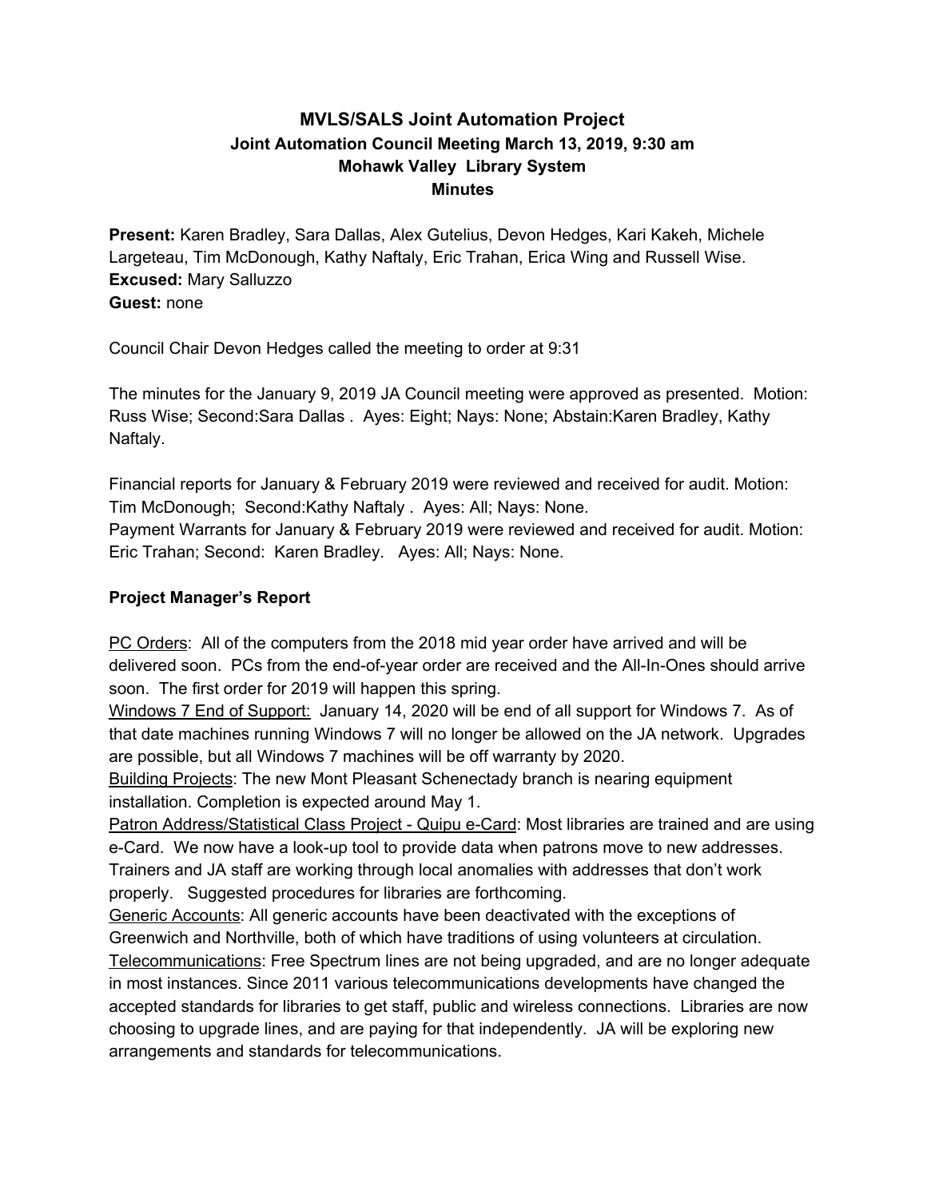# MVLS/SALS Joint Automation Project
## Joint Automation Council Meeting March 13, 2019, 9:30 am
## Mohawk Valley Library System
## Minutes

**Present:** Karen Bradley, Sara Dallas, Alex Gutelius, Devon Hedges, Kari Kakeh, Michele Largeteau, Tim McDonough, Kathy Naftaly, Eric Trahan, Erica Wing and Russell Wise.
**Excused:** Mary Salluzzo
**Guest:** none

Council Chair Devon Hedges called the meeting to order at 9:31

The minutes for the January 9, 2019 JA Council meeting were approved as presented. Motion: Russ Wise; Second:Sara Dallas . Ayes: Eight; Nays: None; Abstain:Karen Bradley, Kathy Naftaly.

Financial reports for January & February 2019 were reviewed and received for audit. Motion: Tim McDonough; Second:Kathy Naftaly . Ayes: All; Nays: None.
Payment Warrants for January & February 2019 were reviewed and received for audit. Motion: Eric Trahan; Second: Karen Bradley. Ayes: All; Nays: None.

### Project Manager's Report

<u>PC Orders</u>: All of the computers from the 2018 mid year order have arrived and will be delivered soon. PCs from the end-of-year order are received and the All-In-Ones should arrive soon. The first order for 2019 will happen this spring.
<u>Windows 7 End of Support:</u> January 14, 2020 will be end of all support for Windows 7. As of that date machines running Windows 7 will no longer be allowed on the JA network. Upgrades are possible, but all Windows 7 machines will be off warranty by 2020.
<u>Building Projects</u>: The new Mont Pleasant Schenectady branch is nearing equipment installation. Completion is expected around May 1.
<u>Patron Address/Statistical Class Project - Quipu e-Card</u>: Most libraries are trained and are using e-Card. We now have a look-up tool to provide data when patrons move to new addresses. Trainers and JA staff are working through local anomalies with addresses that don't work properly. Suggested procedures for libraries are forthcoming.
<u>Generic Accounts</u>: All generic accounts have been deactivated with the exceptions of Greenwich and Northville, both of which have traditions of using volunteers at circulation.
<u>Telecommunications</u>: Free Spectrum lines are not being upgraded, and are no longer adequate in most instances. Since 2011 various telecommunications developments have changed the accepted standards for libraries to get staff, public and wireless connections. Libraries are now choosing to upgrade lines, and are paying for that independently. JA will be exploring new arrangements and standards for telecommunications.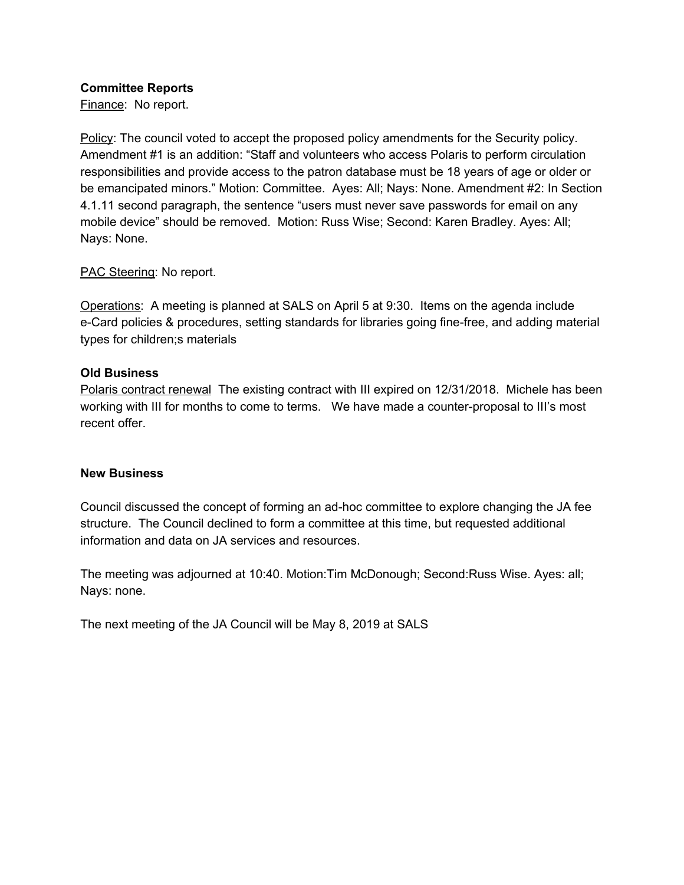**Committee Reports**

Finance: No report.

Policy: The council voted to accept the proposed policy amendments for the Security policy. Amendment #1 is an addition: "Staff and volunteers who access Polaris to perform circulation responsibilities and provide access to the patron database must be 18 years of age or older or be emancipated minors." Motion: Committee. Ayes: All; Nays: None. Amendment #2: In Section 4.1.11 second paragraph, the sentence "users must never save passwords for email on any mobile device" should be removed. Motion: Russ Wise; Second: Karen Bradley. Ayes: All; Nays: None.

PAC Steering: No report.

Operations: A meeting is planned at SALS on April 5 at 9:30. Items on the agenda include e-Card policies & procedures, setting standards for libraries going fine-free, and adding material types for children;s materials

**Old Business**

Polaris contract renewal The existing contract with III expired on 12/31/2018. Michele has been working with III for months to come to terms. We have made a counter-proposal to III's most recent offer.

**New Business**

Council discussed the concept of forming an ad-hoc committee to explore changing the JA fee structure. The Council declined to form a committee at this time, but requested additional information and data on JA services and resources.

The meeting was adjourned at 10:40. Motion:Tim McDonough; Second:Russ Wise. Ayes: all; Nays: none.

The next meeting of the JA Council will be May 8, 2019 at SALS